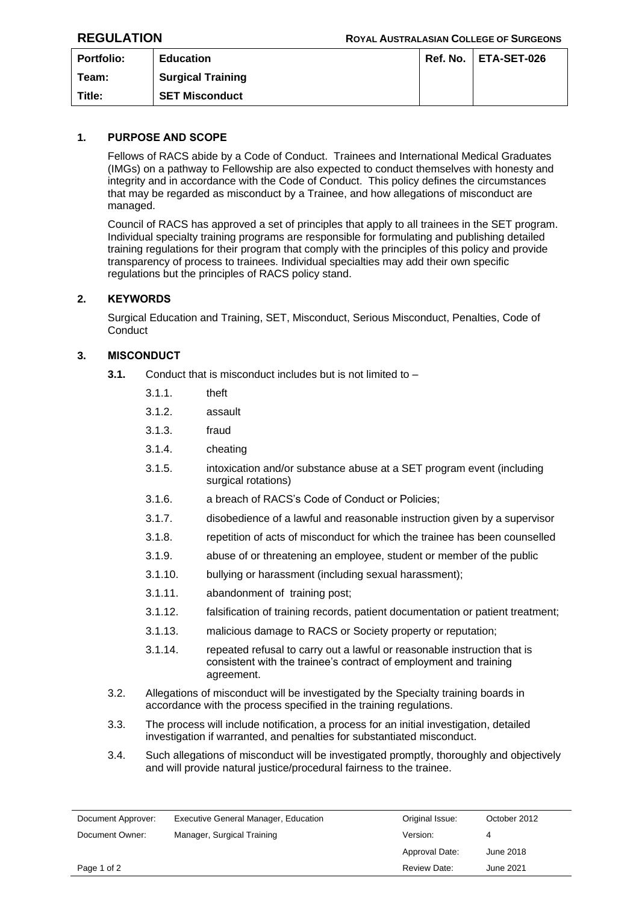**REGULATION** **ROYAL AUSTRALASIAN COLLEGE OF SURGEONS**

| Portfolio: | Education | Ref. No. | ETA-SET-026 |
| --- | --- | --- | --- |
| Team: | Surgical Training | | |
| Title: | SET Misconduct | | |

## 1. PURPOSE AND SCOPE

Fellows of RACS abide by a Code of Conduct. Trainees and International Medical Graduates (IMGs) on a pathway to Fellowship are also expected to conduct themselves with honesty and integrity and in accordance with the Code of Conduct. This policy defines the circumstances that may be regarded as misconduct by a Trainee, and how allegations of misconduct are managed.

Council of RACS has approved a set of principles that apply to all trainees in the SET program. Individual specialty training programs are responsible for formulating and publishing detailed training regulations for their program that comply with the principles of this policy and provide transparency of process to trainees. Individual specialties may add their own specific regulations but the principles of RACS policy stand.

## 2. KEYWORDS

Surgical Education and Training, SET, Misconduct, Serious Misconduct, Penalties, Code of Conduct

## 3. MISCONDUCT

**3.1.** Conduct that is misconduct includes but is not limited to –

- 3.1.1. theft
- 3.1.2. assault
- 3.1.3. fraud
- 3.1.4. cheating
- 3.1.5. intoxication and/or substance abuse at a SET program event (including surgical rotations)
- 3.1.6. a breach of RACS's Code of Conduct or Policies;
- 3.1.7. disobedience of a lawful and reasonable instruction given by a supervisor
- 3.1.8. repetition of acts of misconduct for which the trainee has been counselled
- 3.1.9. abuse of or threatening an employee, student or member of the public
- 3.1.10. bullying or harassment (including sexual harassment);
- 3.1.11. abandonment of training post;
- 3.1.12. falsification of training records, patient documentation or patient treatment;
- 3.1.13. malicious damage to RACS or Society property or reputation;
- 3.1.14. repeated refusal to carry out a lawful or reasonable instruction that is consistent with the trainee's contract of employment and training agreement.

3.2. Allegations of misconduct will be investigated by the Specialty training boards in accordance with the process specified in the training regulations.

3.3. The process will include notification, a process for an initial investigation, detailed investigation if warranted, and penalties for substantiated misconduct.

3.4. Such allegations of misconduct will be investigated promptly, thoroughly and objectively and will provide natural justice/procedural fairness to the trainee.

| Document Approver: | Executive General Manager, Education | Original Issue: | October 2012 |
| --- | --- | --- | --- |
| Document Owner: | Manager, Surgical Training | Version: | 4 |
| | | Approval Date: | June 2018 |
| | | Review Date: | June 2021 |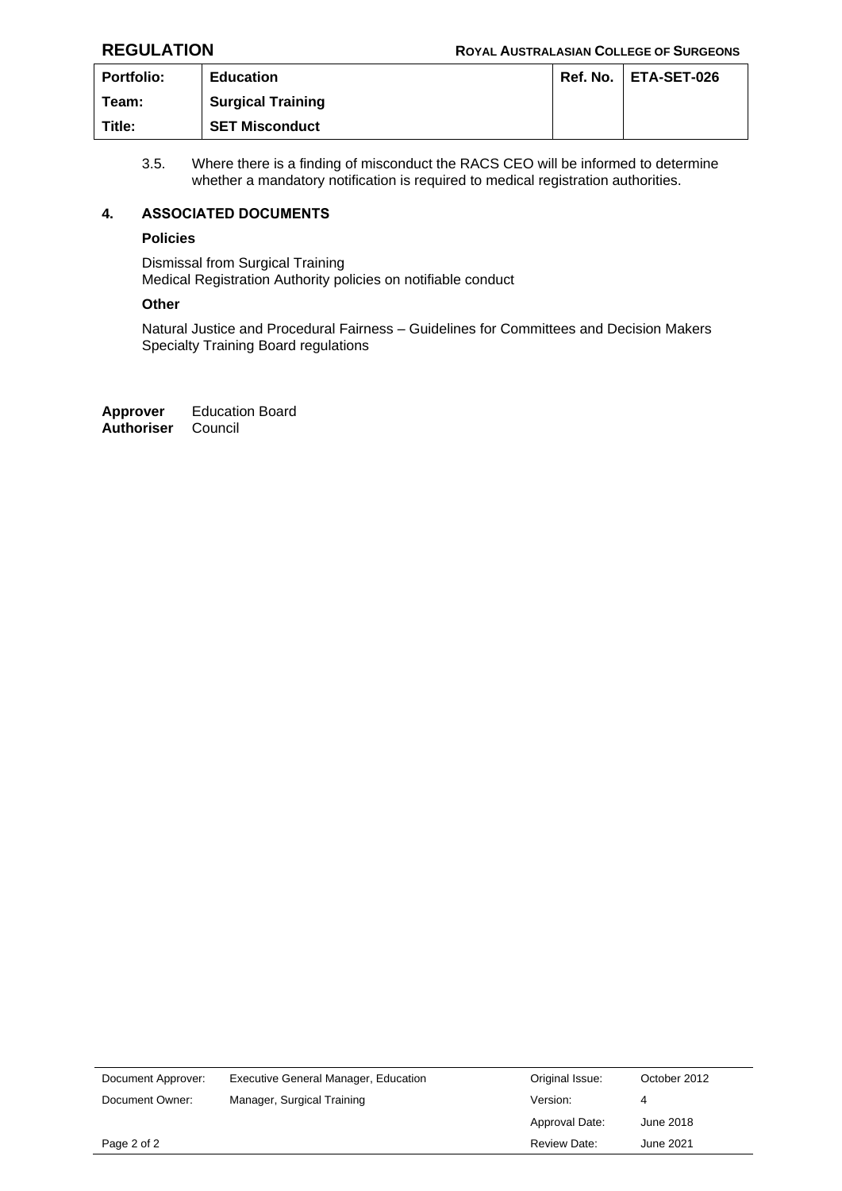3.5. Where there is a finding of misconduct the RACS CEO will be informed to determine whether a mandatory notification is required to medical registration authorities.

## 4. ASSOCIATED DOCUMENTS

**Policies**

Dismissal from Surgical Training
Medical Registration Authority policies on notifiable conduct

**Other**

Natural Justice and Procedural Fairness – Guidelines for Committees and Decision Makers
Specialty Training Board regulations

**Approver** Education Board
**Authoriser** Council